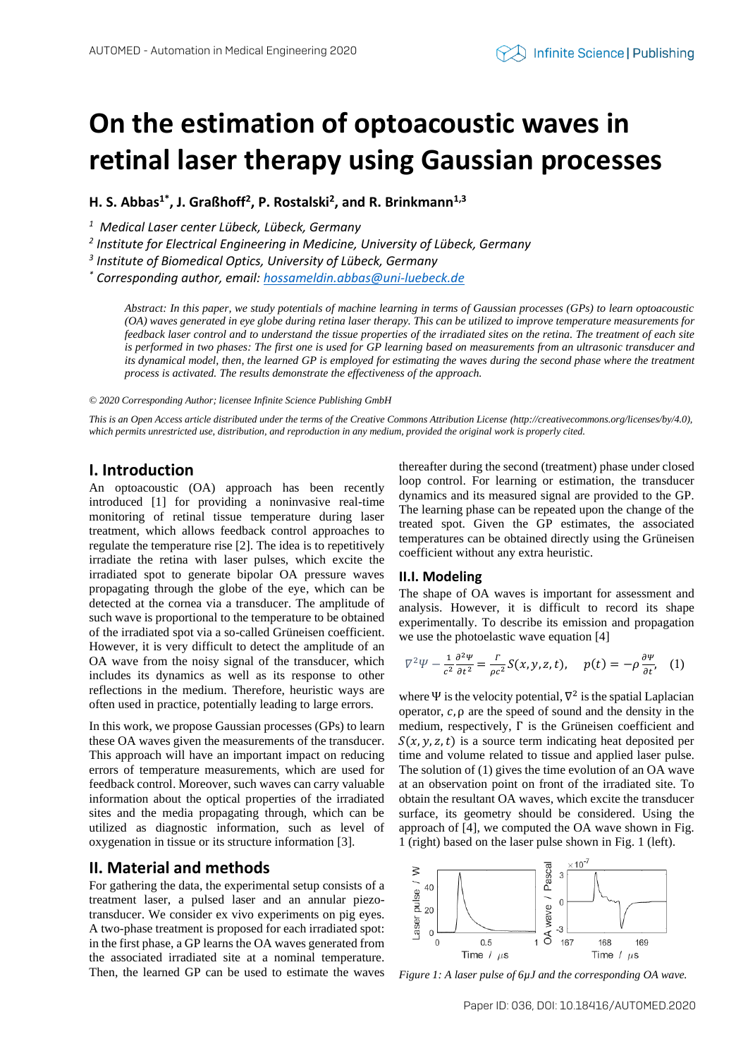# On the estimation of optoacoustic waves in retinal laser therapy using Gaussian processes

**H. S. Abbas[1*], J. Graßhoff[2], P. Rostalski[2], and R. Brinkmann[1,3]**

[1] *Medical Laser center Lübeck, Lübeck, Germany*

[2] *Institute for Electrical Engineering in Medicine, University of Lübeck, Germany*

[3] *Institute of Biomedical Optics, University of Lübeck, Germany*

[*] *Corresponding author, email: hossameldin.abbas@uni-luebeck.de*

*Abstract: In this paper, we study potentials of machine learning in terms of Gaussian processes (GPs) to learn optoacoustic (OA) waves generated in eye globe during retina laser therapy. This can be utilized to improve temperature measurements for feedback laser control and to understand the tissue properties of the irradiated sites on the retina. The treatment of each site is performed in two phases: The first one is used for GP learning based on measurements from an ultrasonic transducer and its dynamical model, then, the learned GP is employed for estimating the waves during the second phase where the treatment process is activated. The results demonstrate the effectiveness of the approach.*

*© 2020 Corresponding Author; licensee Infinite Science Publishing GmbH*

*This is an Open Access article distributed under the terms of the Creative Commons Attribution License (http://creativecommons.org/licenses/by/4.0), which permits unrestricted use, distribution, and reproduction in any medium, provided the original work is properly cited.*

## I. Introduction

An optoacoustic (OA) approach has been recently introduced [1] for providing a noninvasive real-time monitoring of retinal tissue temperature during laser treatment, which allows feedback control approaches to regulate the temperature rise [2]. The idea is to repetitively irradiate the retina with laser pulses, which excite the irradiated spot to generate bipolar OA pressure waves propagating through the globe of the eye, which can be detected at the cornea via a transducer. The amplitude of such wave is proportional to the temperature to be obtained of the irradiated spot via a so-called Grüneisen coefficient. However, it is very difficult to detect the amplitude of an OA wave from the noisy signal of the transducer, which includes its dynamics as well as its response to other reflections in the medium. Therefore, heuristic ways are often used in practice, potentially leading to large errors.

In this work, we propose Gaussian processes (GPs) to learn these OA waves given the measurements of the transducer. This approach will have an important impact on reducing errors of temperature measurements, which are used for feedback control. Moreover, such waves can carry valuable information about the optical properties of the irradiated sites and the media propagating through, which can be utilized as diagnostic information, such as level of oxygenation in tissue or its structure information [3].

## II. Material and methods

For gathering the data, the experimental setup consists of a treatment laser, a pulsed laser and an annular piezo-transducer. We consider ex vivo experiments on pig eyes. A two-phase treatment is proposed for each irradiated spot: in the first phase, a GP learns the OA waves generated from the associated irradiated site at a nominal temperature. Then, the learned GP can be used to estimate the waves thereafter during the second (treatment) phase under closed loop control. For learning or estimation, the transducer dynamics and its measured signal are provided to the GP. The learning phase can be repeated upon the change of the treated spot. Given the GP estimates, the associated temperatures can be obtained directly using the Grüneisen coefficient without any extra heuristic.

### II.I. Modeling

The shape of OA waves is important for assessment and analysis. However, it is difficult to record its shape experimentally. To describe its emission and propagation we use the photoelastic wave equation [4]

$$\nabla^2\Psi - \frac{1}{c^2}\frac{\partial^2\Psi}{\partial t^2} = \frac{\Gamma}{\rho c^2}S(x,y,z,t), \quad p(t) = -\rho\frac{\partial\Psi}{\partial t}, \quad (1)$$

where $\Psi$ is the velocity potential, $\nabla^2$ is the spatial Laplacian operator, $c, \rho$ are the speed of sound and the density in the medium, respectively, $\Gamma$ is the Grüneisen coefficient and $S(x,y,z,t)$ is a source term indicating heat deposited per time and volume related to tissue and applied laser pulse. The solution of (1) gives the time evolution of an OA wave at an observation point on front of the irradiated site. To obtain the resultant OA waves, which excite the transducer surface, its geometry should be considered. Using the approach of [4], we computed the OA wave shown in Fig. 1 (right) based on the laser pulse shown in Fig. 1 (left).

*Figure 1: A laser pulse of 6μJ and the corresponding OA wave.*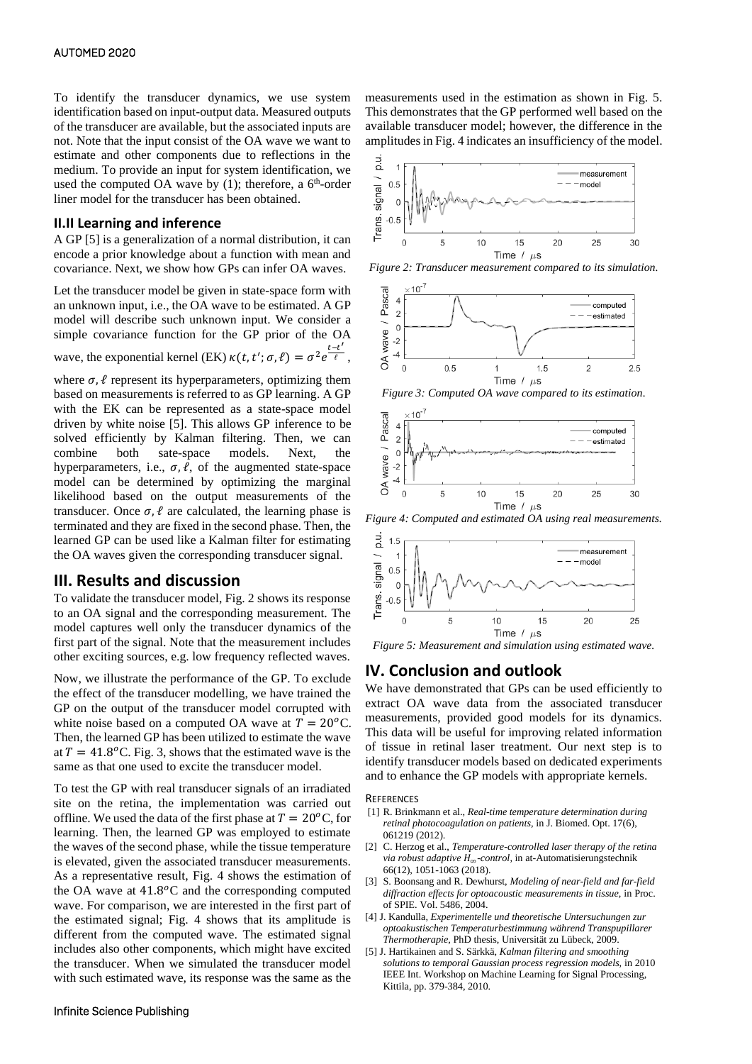To identify the transducer dynamics, we use system identification based on input-output data. Measured outputs of the transducer are available, but the associated inputs are not. Note that the input consist of the OA wave we want to estimate and other components due to reflections in the medium. To provide an input for system identification, we used the computed OA wave by (1); therefore, a 6th-order liner model for the transducer has been obtained.

### II.II Learning and inference

A GP [5] is a generalization of a normal distribution, it can encode a prior knowledge about a function with mean and covariance. Next, we show how GPs can infer OA waves.

Let the transducer model be given in state-space form with an unknown input, i.e., the OA wave to be estimated. A GP model will describe such unknown input. We consider a simple covariance function for the GP prior of the OA wave, the exponential kernel (EK) $\kappa(t, t'; \sigma, \ell) = \sigma^2 e^{\frac{t-t'}{\ell}}$,

where $\sigma, \ell$ represent its hyperparameters, optimizing them based on measurements is referred to as GP learning. A GP with the EK can be represented as a state-space model driven by white noise [5]. This allows GP inference to be solved efficiently by Kalman filtering. Then, we can combine both sate-space models. Next, the hyperparameters, i.e., $\sigma, \ell$, of the augmented state-space model can be determined by optimizing the marginal likelihood based on the output measurements of the transducer. Once $\sigma, \ell$ are calculated, the learning phase is terminated and they are fixed in the second phase. Then, the learned GP can be used like a Kalman filter for estimating the OA waves given the corresponding transducer signal.

## III. Results and discussion

To validate the transducer model, Fig. 2 shows its response to an OA signal and the corresponding measurement. The model captures well only the transducer dynamics of the first part of the signal. Note that the measurement includes other exciting sources, e.g. low frequency reflected waves.

Now, we illustrate the performance of the GP. To exclude the effect of the transducer modelling, we have trained the GP on the output of the transducer model corrupted with white noise based on a computed OA wave at $T = 20^o$C. Then, the learned GP has been utilized to estimate the wave at $T = 41.8^o$C. Fig. 3, shows that the estimated wave is the same as that one used to excite the transducer model.

To test the GP with real transducer signals of an irradiated site on the retina, the implementation was carried out offline. We used the data of the first phase at $T = 20^o$C, for learning. Then, the learned GP was employed to estimate the waves of the second phase, while the tissue temperature is elevated, given the associated transducer measurements. As a representative result, Fig. 4 shows the estimation of the OA wave at $41.8^o$C and the corresponding computed wave. For comparison, we are interested in the first part of the estimated signal; Fig. 4 shows that its amplitude is different from the computed wave. The estimated signal includes also other components, which might have excited the transducer. When we simulated the transducer model with such estimated wave, its response was the same as the measurements used in the estimation as shown in Fig. 5. This demonstrates that the GP performed well based on the available transducer model; however, the difference in the amplitudes in Fig. 4 indicates an insufficiency of the model.

Trans. signal / p.u.
measurement
model
Time / μs

*Figure 2: Transducer measurement compared to its simulation.*

$\times 10^{-7}$
OA wave / Pascal
computed
estimated
Time / μs

*Figure 3: Computed OA wave compared to its estimation.*

$\times 10^{-7}$
OA wave / Pascal
computed
estimated
Time / μs

*Figure 4: Computed and estimated OA using real measurements.*

Trans. signal / p.u.
measurement
model
Time / μs

*Figure 5: Measurement and simulation using estimated wave.*

## IV. Conclusion and outlook

We have demonstrated that GPs can be used efficiently to extract OA wave data from the associated transducer measurements, provided good models for its dynamics. This data will be useful for improving related information of tissue in retinal laser treatment. Our next step is to identify transducer models based on dedicated experiments and to enhance the GP models with appropriate kernels.

### References

[1] R. Brinkmann et al., *Real-time temperature determination during retinal photocoagulation on patients*, in J. Biomed. Opt. 17(6), 061219 (2012).

[2] C. Herzog et al., *Temperature-controlled laser therapy of the retina via robust adaptive $H_\infty$-control*, in at-Automatisierungstechnik 66(12), 1051-1063 (2018).

[3] S. Boonsang and R. Dewhurst, *Modeling of near-field and far-field diffraction effects for optoacoustic measurements in tissue*, in Proc. of SPIE. Vol. 5486, 2004.

[4] J. Kandulla, *Experimentelle und theoretische Untersuchungen zur optoakustischen Temperaturbestimmung während Transpupillarer Thermotherapie*, PhD thesis, Universität zu Lübeck, 2009.

[5] J. Hartikainen and S. Särkkä, *Kalman filtering and smoothing solutions to temporal Gaussian process regression models*, in 2010 IEEE Int. Workshop on Machine Learning for Signal Processing, Kittila, pp. 379-384, 2010.